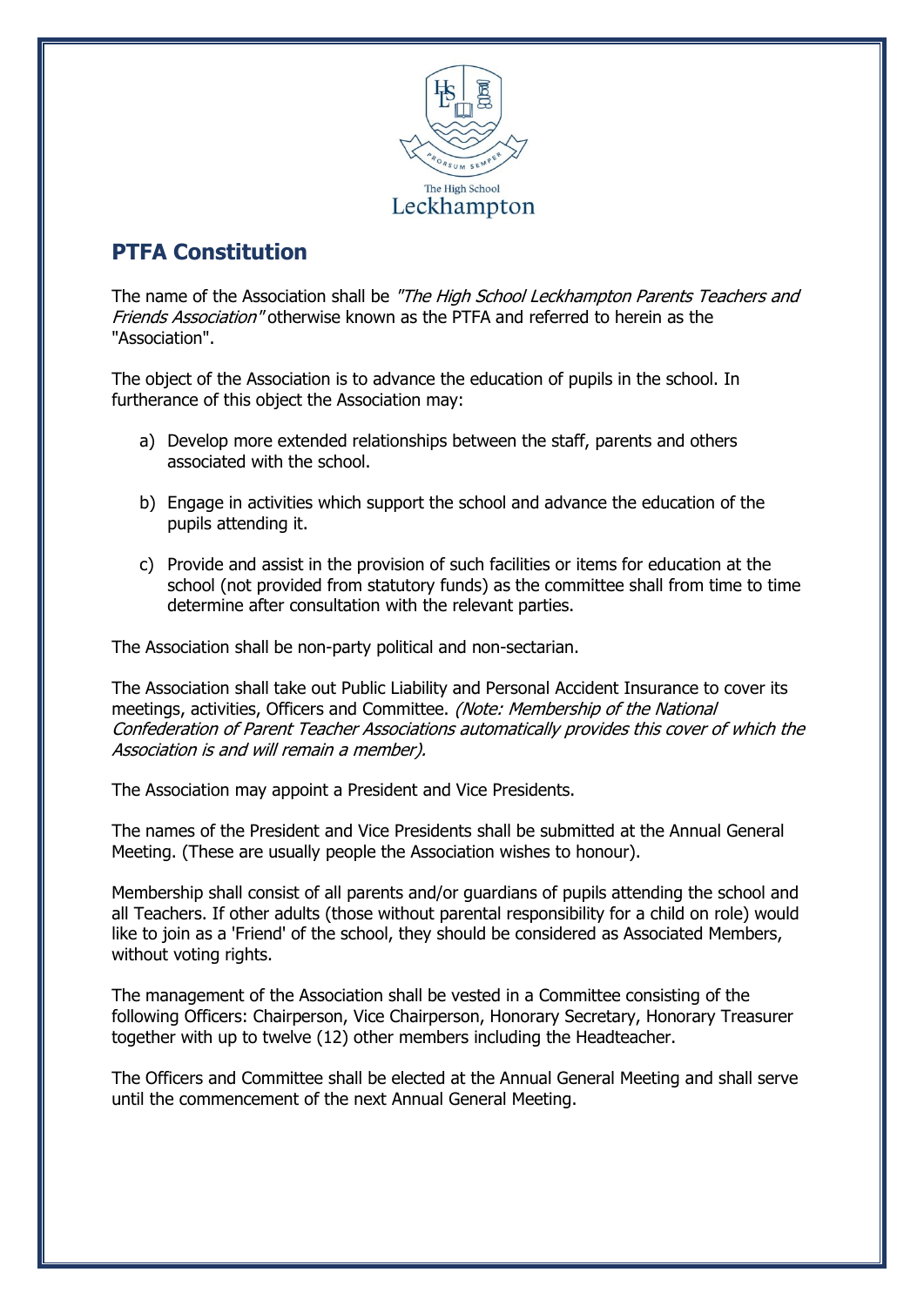The High School
Leckhampton

## PTFA Constitution

The name of the Association shall be *"The High School Leckhampton Parents Teachers and Friends Association"* otherwise known as the PTFA and referred to herein as the "Association".

The object of the Association is to advance the education of pupils in the school. In furtherance of this object the Association may:

a) Develop more extended relationships between the staff, parents and others associated with the school.

b) Engage in activities which support the school and advance the education of the pupils attending it.

c) Provide and assist in the provision of such facilities or items for education at the school (not provided from statutory funds) as the committee shall from time to time determine after consultation with the relevant parties.

The Association shall be non-party political and non-sectarian.

The Association shall take out Public Liability and Personal Accident Insurance to cover its meetings, activities, Officers and Committee. *(Note: Membership of the National Confederation of Parent Teacher Associations automatically provides this cover of which the Association is and will remain a member).*

The Association may appoint a President and Vice Presidents.

The names of the President and Vice Presidents shall be submitted at the Annual General Meeting. (These are usually people the Association wishes to honour).

Membership shall consist of all parents and/or guardians of pupils attending the school and all Teachers. If other adults (those without parental responsibility for a child on role) would like to join as a 'Friend' of the school, they should be considered as Associated Members, without voting rights.

The management of the Association shall be vested in a Committee consisting of the following Officers: Chairperson, Vice Chairperson, Honorary Secretary, Honorary Treasurer together with up to twelve (12) other members including the Headteacher.

The Officers and Committee shall be elected at the Annual General Meeting and shall serve until the commencement of the next Annual General Meeting.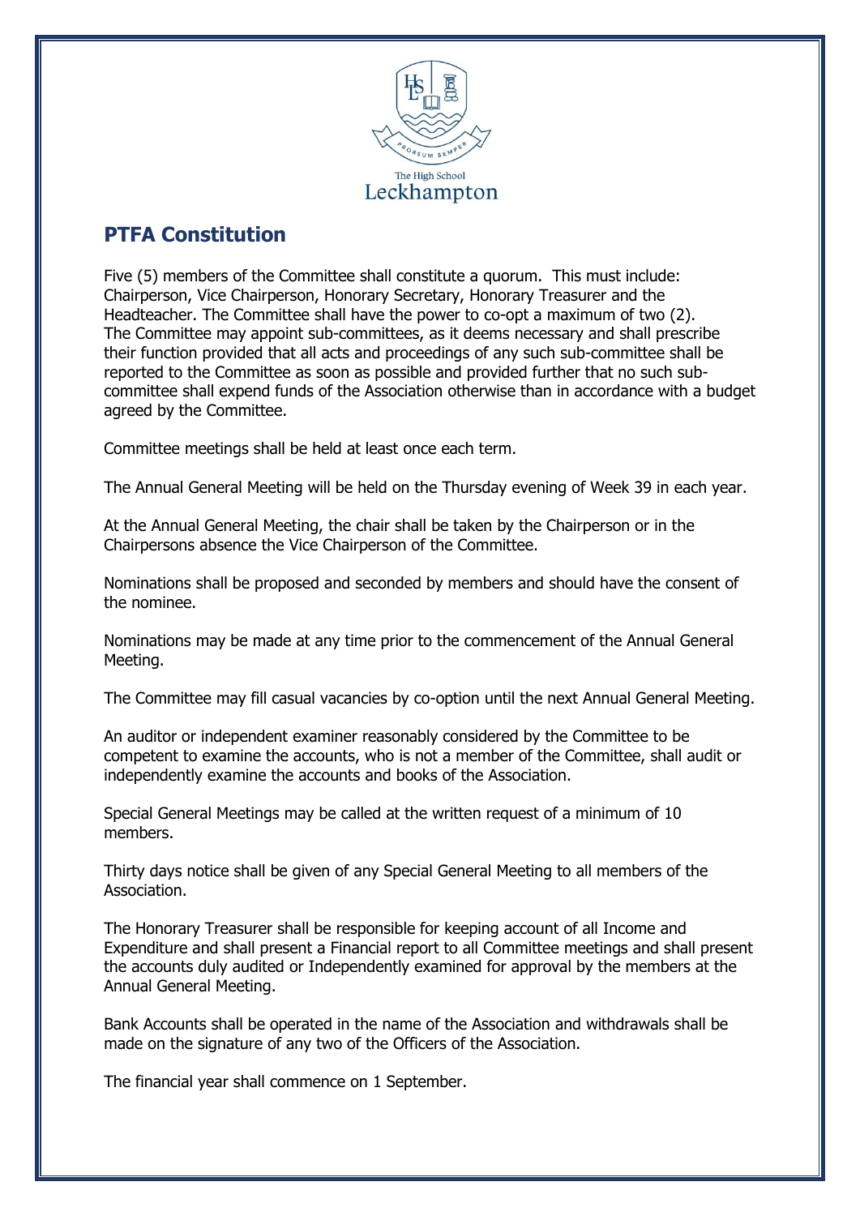## PTFA Constitution

Five (5) members of the Committee shall constitute a quorum. This must include: Chairperson, Vice Chairperson, Honorary Secretary, Honorary Treasurer and the Headteacher. The Committee shall have the power to co-opt a maximum of two (2). The Committee may appoint sub-committees, as it deems necessary and shall prescribe their function provided that all acts and proceedings of any such sub-committee shall be reported to the Committee as soon as possible and provided further that no such sub-committee shall expend funds of the Association otherwise than in accordance with a budget agreed by the Committee.

Committee meetings shall be held at least once each term.

The Annual General Meeting will be held on the Thursday evening of Week 39 in each year.

At the Annual General Meeting, the chair shall be taken by the Chairperson or in the Chairpersons absence the Vice Chairperson of the Committee.

Nominations shall be proposed and seconded by members and should have the consent of the nominee.

Nominations may be made at any time prior to the commencement of the Annual General Meeting.

The Committee may fill casual vacancies by co-option until the next Annual General Meeting.

An auditor or independent examiner reasonably considered by the Committee to be competent to examine the accounts, who is not a member of the Committee, shall audit or independently examine the accounts and books of the Association.

Special General Meetings may be called at the written request of a minimum of 10 members.

Thirty days notice shall be given of any Special General Meeting to all members of the Association.

The Honorary Treasurer shall be responsible for keeping account of all Income and Expenditure and shall present a Financial report to all Committee meetings and shall present the accounts duly audited or Independently examined for approval by the members at the Annual General Meeting.

Bank Accounts shall be operated in the name of the Association and withdrawals shall be made on the signature of any two of the Officers of the Association.

The financial year shall commence on 1 September.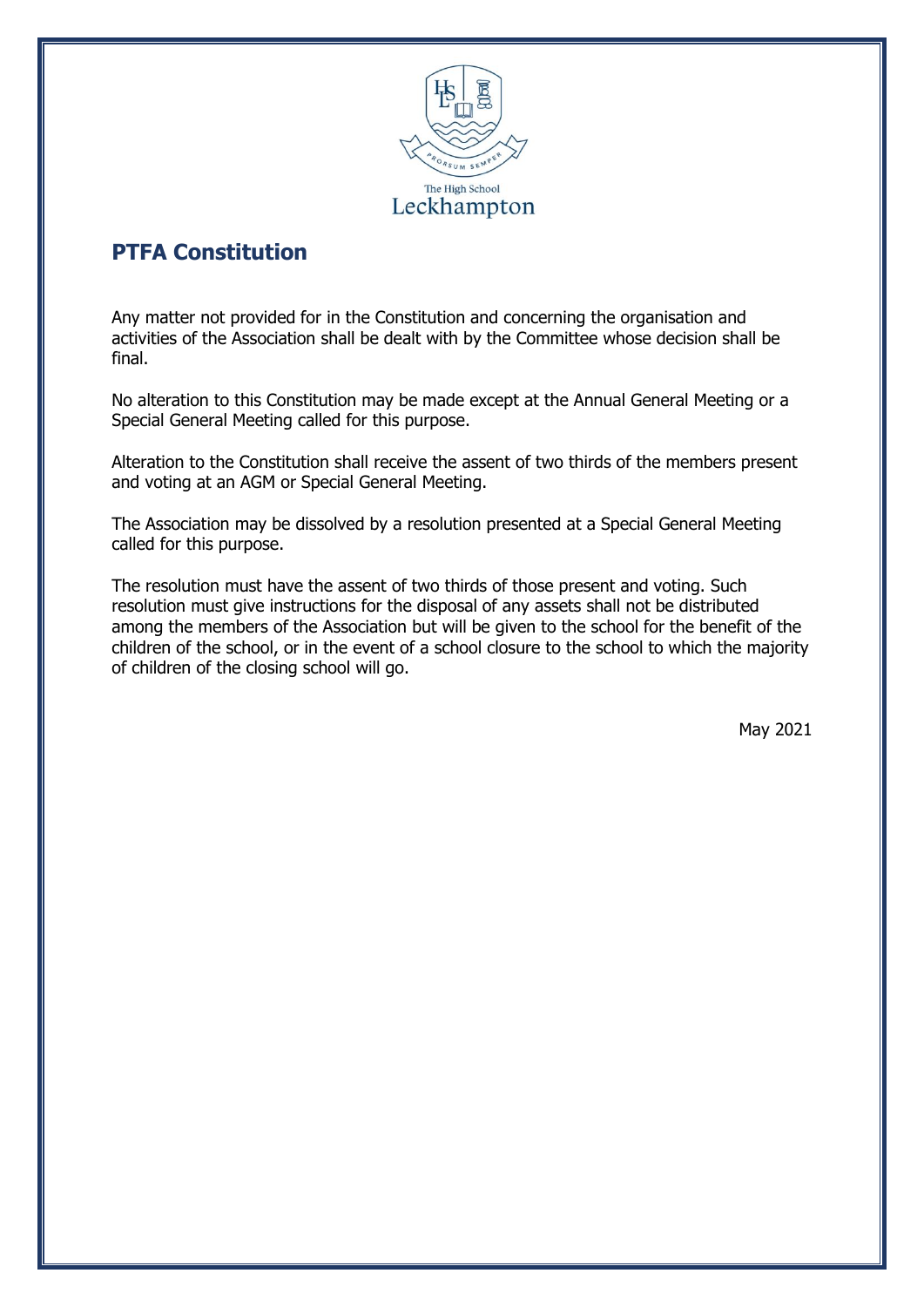The High School
Leckhampton

## PTFA Constitution

Any matter not provided for in the Constitution and concerning the organisation and activities of the Association shall be dealt with by the Committee whose decision shall be final.

No alteration to this Constitution may be made except at the Annual General Meeting or a Special General Meeting called for this purpose.

Alteration to the Constitution shall receive the assent of two thirds of the members present and voting at an AGM or Special General Meeting.

The Association may be dissolved by a resolution presented at a Special General Meeting called for this purpose.

The resolution must have the assent of two thirds of those present and voting. Such resolution must give instructions for the disposal of any assets shall not be distributed among the members of the Association but will be given to the school for the benefit of the children of the school, or in the event of a school closure to the school to which the majority of children of the closing school will go.

May 2021